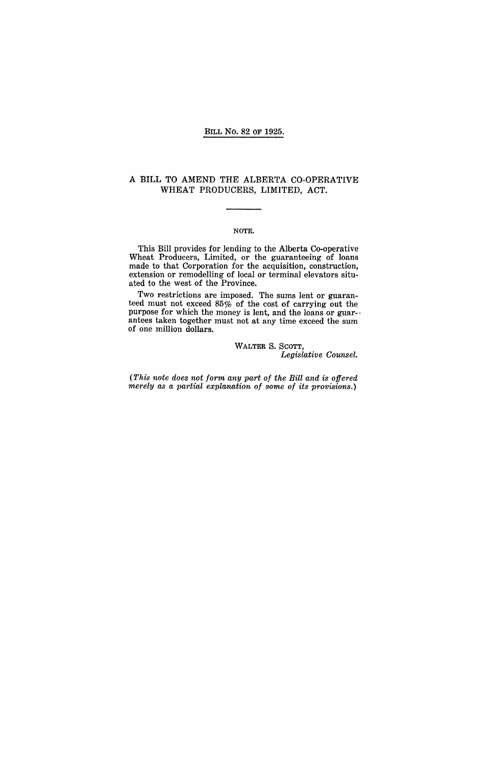BILL No. 82 OF 1925.

# A BILL TO AMEND THE ALBERTA CO-OPERATIVE WHEAT PRODUCERS, LIMITED, ACT.

NOTE.

This Bill provides for lending to the Alberta Co-operative Wheat Producers, Limited, or the guaranteeing of loans made to that Corporation for the acquisition, construction, extension or remodelling of local or terminal elevators situated to the west of the Province.

Two restrictions are imposed. The sums lent or guaranteed must not exceed 85% of the cost of carrying out the purpose for which the money is lent, and the loans or guarantees taken together must not at any time exceed the sum of one million dollars.

WALTER S. SCOTT,
*Legislative Counsel.*

*(This note does not form any part of the Bill and is offered merely as a partial explanation of some of its provisions.)*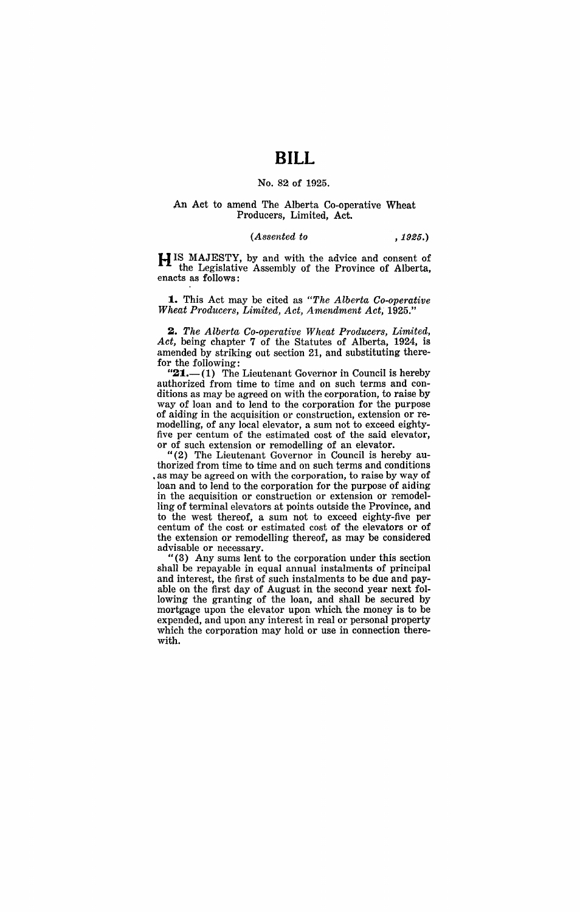# BILL

No. 82 of 1925.

An Act to amend The Alberta Co-operative Wheat Producers, Limited, Act.

*(Assented to , 1925.)*

HIS MAJESTY, by and with the advice and consent of the Legislative Assembly of the Province of Alberta, enacts as follows:

**1.** This Act may be cited as *"The Alberta Co-operative Wheat Producers, Limited, Act, Amendment Act,* 1925."

**2.** *The Alberta Co-operative Wheat Producers, Limited, Act,* being chapter 7 of the Statutes of Alberta, 1924, is amended by striking out section 21, and substituting therefor the following:

"**21.**—(1) The Lieutenant Governor in Council is hereby authorized from time to time and on such terms and conditions as may be agreed on with the corporation, to raise by way of loan and to lend to the corporation for the purpose of aiding in the acquisition or construction, extension or remodelling, of any local elevator, a sum not to exceed eighty-five per centum of the estimated cost of the said elevator, or of such extension or remodelling of an elevator.

"(2) The Lieutenant Governor in Council is hereby authorized from time to time and on such terms and conditions as may be agreed on with the corporation, to raise by way of loan and to lend to the corporation for the purpose of aiding in the acquisition or construction or extension or remodelling of terminal elevators at points outside the Province, and to the west thereof, a sum not to exceed eighty-five per centum of the cost or estimated cost of the elevators or of the extension or remodelling thereof, as may be considered advisable or necessary.

"(3) Any sums lent to the corporation under this section shall be repayable in equal annual instalments of principal and interest, the first of such instalments to be due and payable on the first day of August in the second year next following the granting of the loan, and shall be secured by mortgage upon the elevator upon which the money is to be expended, and upon any interest in real or personal property which the corporation may hold or use in connection therewith.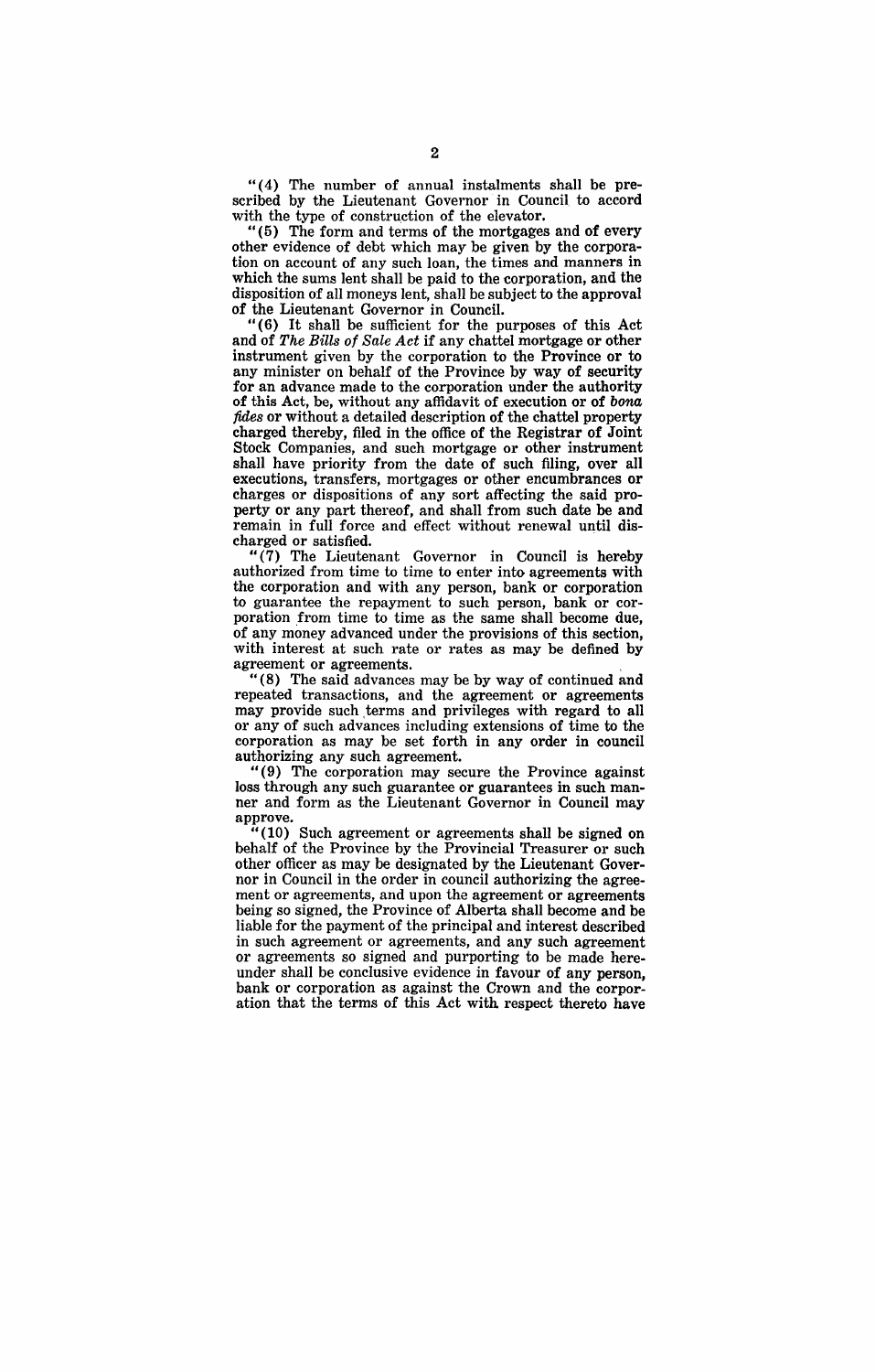"(4) The number of annual instalments shall be prescribed by the Lieutenant Governor in Council to accord with the type of construction of the elevator.

"(5) The form and terms of the mortgages and of every other evidence of debt which may be given by the corporation on account of any such loan, the times and manners in which the sums lent shall be paid to the corporation, and the disposition of all moneys lent, shall be subject to the approval of the Lieutenant Governor in Council.

"(6) It shall be sufficient for the purposes of this Act and of *The Bills of Sale Act* if any chattel mortgage or other instrument given by the corporation to the Province or to any minister on behalf of the Province by way of security for an advance made to the corporation under the authority of this Act, be, without any affidavit of execution or of *bona fides* or without a detailed description of the chattel property charged thereby, filed in the office of the Registrar of Joint Stock Companies, and such mortgage or other instrument shall have priority from the date of such filing, over all executions, transfers, mortgages or other encumbrances or charges or dispositions of any sort affecting the said property or any part thereof, and shall from such date be and remain in full force and effect without renewal until discharged or satisfied.

"(7) The Lieutenant Governor in Council is hereby authorized from time to time to enter into agreements with the corporation and with any person, bank or corporation to guarantee the repayment to such person, bank or corporation from time to time as the same shall become due, of any money advanced under the provisions of this section, with interest at such rate or rates as may be defined by agreement or agreements.

"(8) The said advances may be by way of continued and repeated transactions, and the agreement or agreements may provide such terms and privileges with regard to all or any of such advances including extensions of time to the corporation as may be set forth in any order in council authorizing any such agreement.

"(9) The corporation may secure the Province against loss through any such guarantee or guarantees in such manner and form as the Lieutenant Governor in Council may approve.

"(10) Such agreement or agreements shall be signed on behalf of the Province by the Provincial Treasurer or such other officer as may be designated by the Lieutenant Governor in Council in the order in council authorizing the agreement or agreements, and upon the agreement or agreements being so signed, the Province of Alberta shall become and be liable for the payment of the principal and interest described in such agreement or agreements, and any such agreement or agreements so signed and purporting to be made hereunder shall be conclusive evidence in favour of any person, bank or corporation as against the Crown and the corporation that the terms of this Act with respect thereto have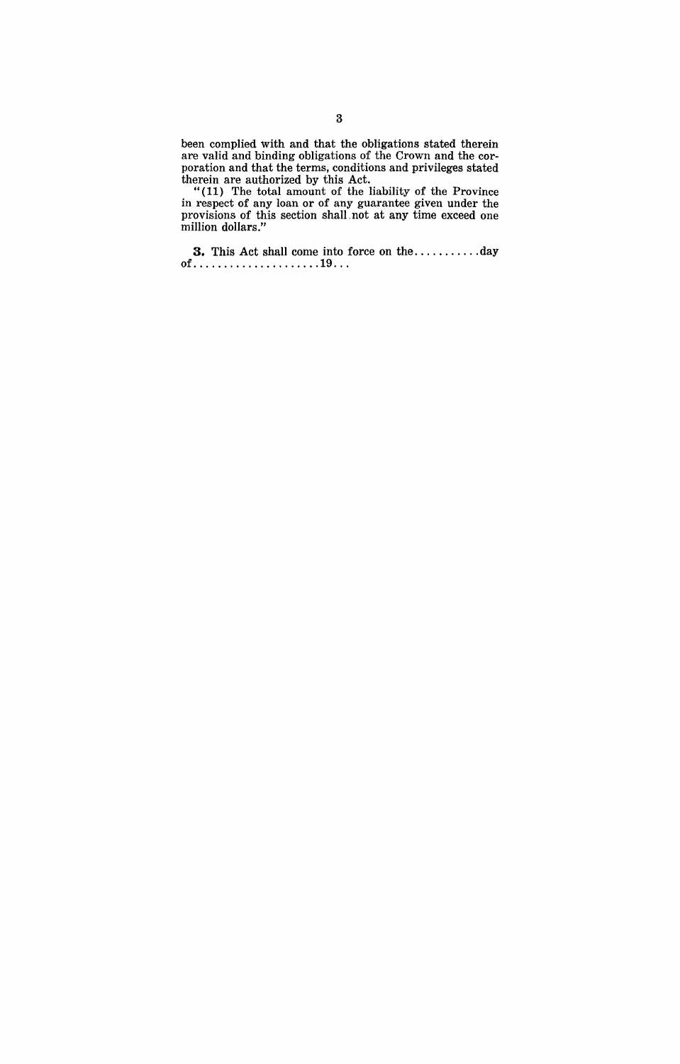been complied with and that the obligations stated therein are valid and binding obligations of the Crown and the corporation and that the terms, conditions and privileges stated therein are authorized by this Act.

"(11) The total amount of the liability of the Province in respect of any loan or of any guarantee given under the provisions of this section shall not at any time exceed one million dollars."

**3.** This Act shall come into force on the...........day of.....................19...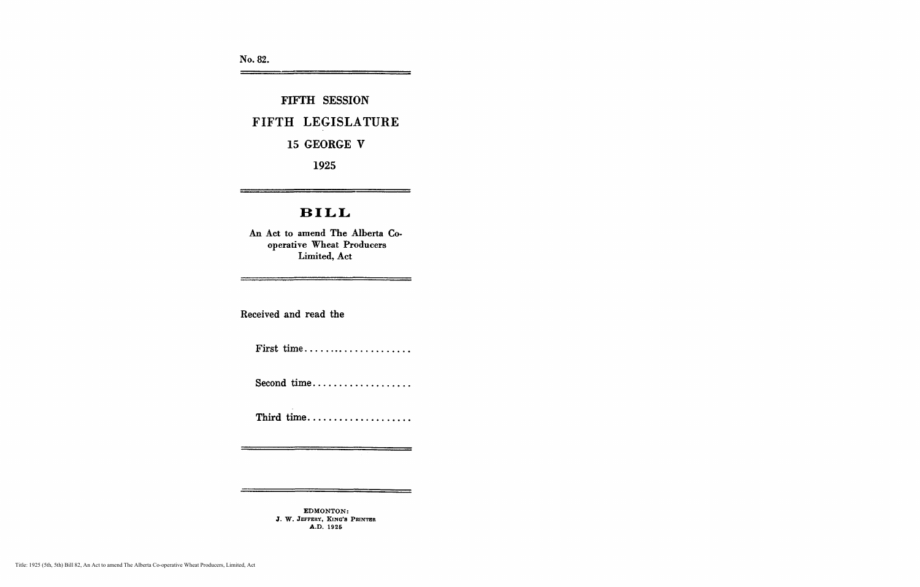No. 82.

FIFTH SESSION

FIFTH LEGISLATURE

15 GEORGE V

1925

# BILL

An Act to amend The Alberta Co-operative Wheat Producers Limited, Act

Received and read the

First time....................

Second time..................

Third time...................

EDMONTON:
J. W. JEFFERY, KING'S PRINTER
A.D. 1925

Title: 1925 (5th, 5th) Bill 82, An Act to amend The Alberta Co-operative Wheat Producers, Limited, Act